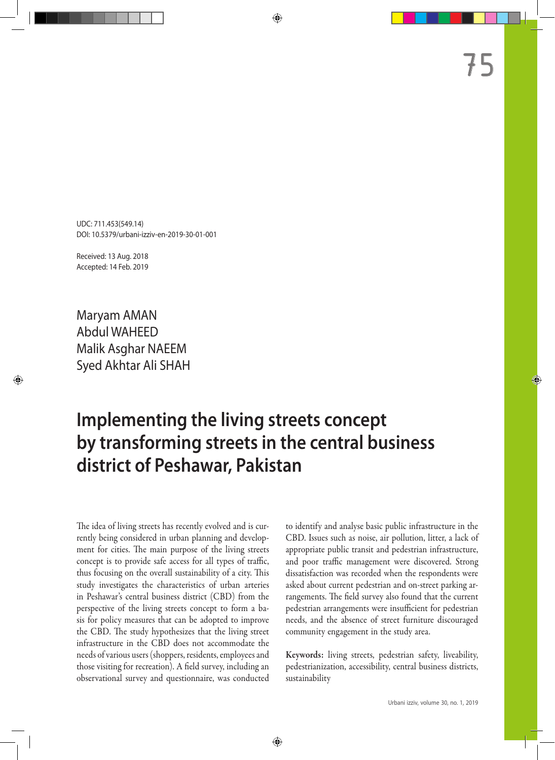UDC: 711.453(549.14)
DOI: 10.5379/urbani-izziv-en-2019-30-01-001

Received: 13 Aug. 2018
Accepted: 14 Feb. 2019

Maryam AMAN
Abdul WAHEED
Malik Asghar NAEEM
Syed Akhtar Ali SHAH

# Implementing the living streets concept by transforming streets in the central business district of Peshawar, Pakistan

The idea of living streets has recently evolved and is currently being considered in urban planning and development for cities. The main purpose of the living streets concept is to provide safe access for all types of traffic, thus focusing on the overall sustainability of a city. This study investigates the characteristics of urban arteries in Peshawar's central business district (CBD) from the perspective of the living streets concept to form a basis for policy measures that can be adopted to improve the CBD. The study hypothesizes that the living street infrastructure in the CBD does not accommodate the needs of various users (shoppers, residents, employees and those visiting for recreation). A field survey, including an observational survey and questionnaire, was conducted to identify and analyse basic public infrastructure in the CBD. Issues such as noise, air pollution, litter, a lack of appropriate public transit and pedestrian infrastructure, and poor traffic management were discovered. Strong dissatisfaction was recorded when the respondents were asked about current pedestrian and on-street parking arrangements. The field survey also found that the current pedestrian arrangements were insufficient for pedestrian needs, and the absence of street furniture discouraged community engagement in the study area.

**Keywords:** living streets, pedestrian safety, liveability, pedestrianization, accessibility, central business districts, sustainability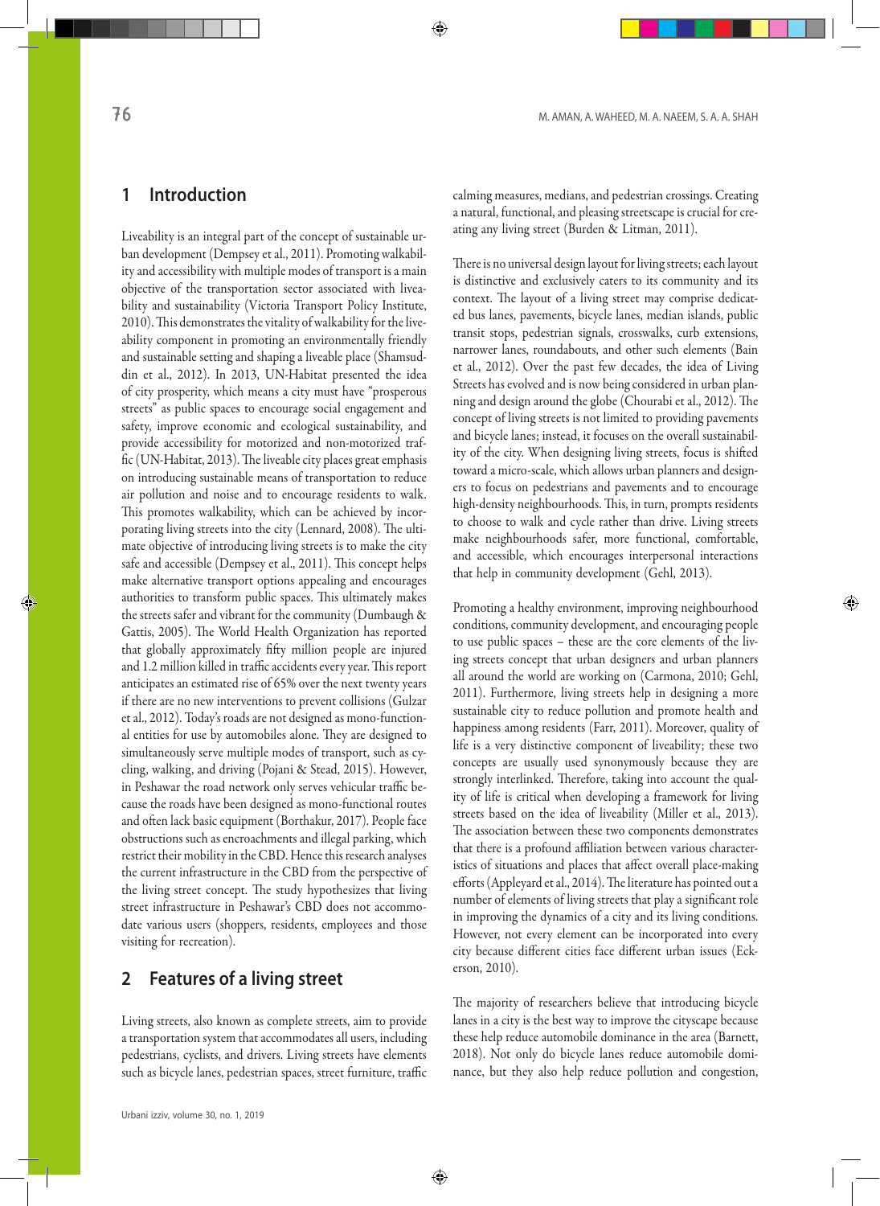## 1 Introduction

Liveability is an integral part of the concept of sustainable urban development (Dempsey et al., 2011). Promoting walkability and accessibility with multiple modes of transport is a main objective of the transportation sector associated with liveability and sustainability (Victoria Transport Policy Institute, 2010). This demonstrates the vitality of walkability for the liveability component in promoting an environmentally friendly and sustainable setting and shaping a liveable place (Shamsuddin et al., 2012). In 2013, UN-Habitat presented the idea of city prosperity, which means a city must have "prosperous streets" as public spaces to encourage social engagement and safety, improve economic and ecological sustainability, and provide accessibility for motorized and non-motorized traffic (UN-Habitat, 2013). The liveable city places great emphasis on introducing sustainable means of transportation to reduce air pollution and noise and to encourage residents to walk. This promotes walkability, which can be achieved by incorporating living streets into the city (Lennard, 2008). The ultimate objective of introducing living streets is to make the city safe and accessible (Dempsey et al., 2011). This concept helps make alternative transport options appealing and encourages authorities to transform public spaces. This ultimately makes the streets safer and vibrant for the community (Dumbaugh & Gattis, 2005). The World Health Organization has reported that globally approximately fifty million people are injured and 1.2 million killed in traffic accidents every year. This report anticipates an estimated rise of 65% over the next twenty years if there are no new interventions to prevent collisions (Gulzar et al., 2012). Today's roads are not designed as mono-functional entities for use by automobiles alone. They are designed to simultaneously serve multiple modes of transport, such as cycling, walking, and driving (Pojani & Stead, 2015). However, in Peshawar the road network only serves vehicular traffic because the roads have been designed as mono-functional routes and often lack basic equipment (Borthakur, 2017). People face obstructions such as encroachments and illegal parking, which restrict their mobility in the CBD. Hence this research analyses the current infrastructure in the CBD from the perspective of the living street concept. The study hypothesizes that living street infrastructure in Peshawar's CBD does not accommodate various users (shoppers, residents, employees and those visiting for recreation).

## 2 Features of a living street

Living streets, also known as complete streets, aim to provide a transportation system that accommodates all users, including pedestrians, cyclists, and drivers. Living streets have elements such as bicycle lanes, pedestrian spaces, street furniture, traffic calming measures, medians, and pedestrian crossings. Creating a natural, functional, and pleasing streetscape is crucial for creating any living street (Burden & Litman, 2011).

There is no universal design layout for living streets; each layout is distinctive and exclusively caters to its community and its context. The layout of a living street may comprise dedicated bus lanes, pavements, bicycle lanes, median islands, public transit stops, pedestrian signals, crosswalks, curb extensions, narrower lanes, roundabouts, and other such elements (Bain et al., 2012). Over the past few decades, the idea of Living Streets has evolved and is now being considered in urban planning and design around the globe (Chourabi et al., 2012). The concept of living streets is not limited to providing pavements and bicycle lanes; instead, it focuses on the overall sustainability of the city. When designing living streets, focus is shifted toward a micro-scale, which allows urban planners and designers to focus on pedestrians and pavements and to encourage high-density neighbourhoods. This, in turn, prompts residents to choose to walk and cycle rather than drive. Living streets make neighbourhoods safer, more functional, comfortable, and accessible, which encourages interpersonal interactions that help in community development (Gehl, 2013).

Promoting a healthy environment, improving neighbourhood conditions, community development, and encouraging people to use public spaces – these are the core elements of the living streets concept that urban designers and urban planners all around the world are working on (Carmona, 2010; Gehl, 2011). Furthermore, living streets help in designing a more sustainable city to reduce pollution and promote health and happiness among residents (Farr, 2011). Moreover, quality of life is a very distinctive component of liveability; these two concepts are usually used synonymously because they are strongly interlinked. Therefore, taking into account the quality of life is critical when developing a framework for living streets based on the idea of liveability (Miller et al., 2013). The association between these two components demonstrates that there is a profound affiliation between various characteristics of situations and places that affect overall place-making efforts (Appleyard et al., 2014). The literature has pointed out a number of elements of living streets that play a significant role in improving the dynamics of a city and its living conditions. However, not every element can be incorporated into every city because different cities face different urban issues (Eckerson, 2010).

The majority of researchers believe that introducing bicycle lanes in a city is the best way to improve the cityscape because these help reduce automobile dominance in the area (Barnett, 2018). Not only do bicycle lanes reduce automobile dominance, but they also help reduce pollution and congestion,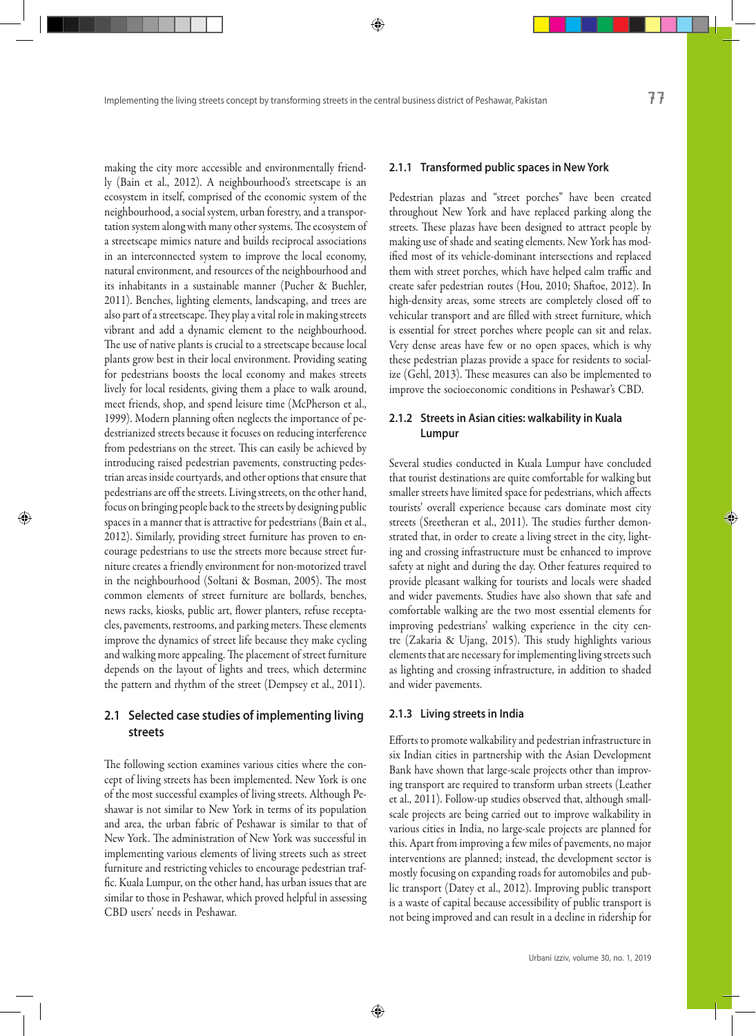making the city more accessible and environmentally friendly (Bain et al., 2012). A neighbourhood's streetscape is an ecosystem in itself, comprised of the economic system of the neighbourhood, a social system, urban forestry, and a transportation system along with many other systems. The ecosystem of a streetscape mimics nature and builds reciprocal associations in an interconnected system to improve the local economy, natural environment, and resources of the neighbourhood and its inhabitants in a sustainable manner (Pucher & Buehler, 2011). Benches, lighting elements, landscaping, and trees are also part of a streetscape. They play a vital role in making streets vibrant and add a dynamic element to the neighbourhood. The use of native plants is crucial to a streetscape because local plants grow best in their local environment. Providing seating for pedestrians boosts the local economy and makes streets lively for local residents, giving them a place to walk around, meet friends, shop, and spend leisure time (McPherson et al., 1999). Modern planning often neglects the importance of pedestrianized streets because it focuses on reducing interference from pedestrians on the street. This can easily be achieved by introducing raised pedestrian pavements, constructing pedestrian areas inside courtyards, and other options that ensure that pedestrians are off the streets. Living streets, on the other hand, focus on bringing people back to the streets by designing public spaces in a manner that is attractive for pedestrians (Bain et al., 2012). Similarly, providing street furniture has proven to encourage pedestrians to use the streets more because street furniture creates a friendly environment for non-motorized travel in the neighbourhood (Soltani & Bosman, 2005). The most common elements of street furniture are bollards, benches, news racks, kiosks, public art, flower planters, refuse receptacles, pavements, restrooms, and parking meters. These elements improve the dynamics of street life because they make cycling and walking more appealing. The placement of street furniture depends on the layout of lights and trees, which determine the pattern and rhythm of the street (Dempsey et al., 2011).

## 2.1 Selected case studies of implementing living streets

The following section examines various cities where the concept of living streets has been implemented. New York is one of the most successful examples of living streets. Although Peshawar is not similar to New York in terms of its population and area, the urban fabric of Peshawar is similar to that of New York. The administration of New York was successful in implementing various elements of living streets such as street furniture and restricting vehicles to encourage pedestrian traffic. Kuala Lumpur, on the other hand, has urban issues that are similar to those in Peshawar, which proved helpful in assessing CBD users' needs in Peshawar.

### 2.1.1 Transformed public spaces in New York

Pedestrian plazas and "street porches" have been created throughout New York and have replaced parking along the streets. These plazas have been designed to attract people by making use of shade and seating elements. New York has modified most of its vehicle-dominant intersections and replaced them with street porches, which have helped calm traffic and create safer pedestrian routes (Hou, 2010; Shaftoe, 2012). In high-density areas, some streets are completely closed off to vehicular transport and are filled with street furniture, which is essential for street porches where people can sit and relax. Very dense areas have few or no open spaces, which is why these pedestrian plazas provide a space for residents to socialize (Gehl, 2013). These measures can also be implemented to improve the socioeconomic conditions in Peshawar's CBD.

### 2.1.2 Streets in Asian cities: walkability in Kuala Lumpur

Several studies conducted in Kuala Lumpur have concluded that tourist destinations are quite comfortable for walking but smaller streets have limited space for pedestrians, which affects tourists' overall experience because cars dominate most city streets (Sreetheran et al., 2011). The studies further demonstrated that, in order to create a living street in the city, lighting and crossing infrastructure must be enhanced to improve safety at night and during the day. Other features required to provide pleasant walking for tourists and locals were shaded and wider pavements. Studies have also shown that safe and comfortable walking are the two most essential elements for improving pedestrians' walking experience in the city centre (Zakaria & Ujang, 2015). This study highlights various elements that are necessary for implementing living streets such as lighting and crossing infrastructure, in addition to shaded and wider pavements.

### 2.1.3 Living streets in India

Efforts to promote walkability and pedestrian infrastructure in six Indian cities in partnership with the Asian Development Bank have shown that large-scale projects other than improving transport are required to transform urban streets (Leather et al., 2011). Follow-up studies observed that, although small-scale projects are being carried out to improve walkability in various cities in India, no large-scale projects are planned for this. Apart from improving a few miles of pavements, no major interventions are planned; instead, the development sector is mostly focusing on expanding roads for automobiles and public transport (Datey et al., 2012). Improving public transport is a waste of capital because accessibility of public transport is not being improved and can result in a decline in ridership for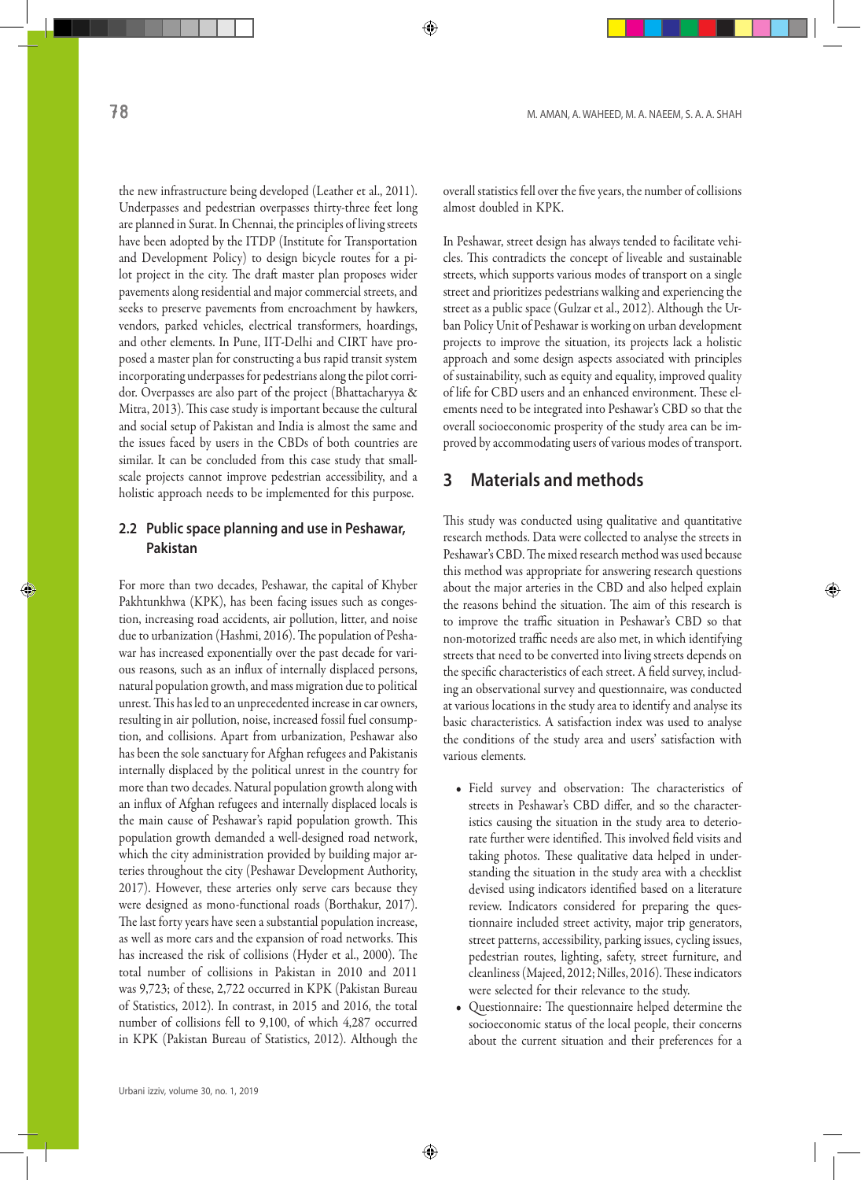the new infrastructure being developed (Leather et al., 2011). Underpasses and pedestrian overpasses thirty-three feet long are planned in Surat. In Chennai, the principles of living streets have been adopted by the ITDP (Institute for Transportation and Development Policy) to design bicycle routes for a pilot project in the city. The draft master plan proposes wider pavements along residential and major commercial streets, and seeks to preserve pavements from encroachment by hawkers, vendors, parked vehicles, electrical transformers, hoardings, and other elements. In Pune, IIT-Delhi and CIRT have proposed a master plan for constructing a bus rapid transit system incorporating underpasses for pedestrians along the pilot corridor. Overpasses are also part of the project (Bhattacharyya & Mitra, 2013). This case study is important because the cultural and social setup of Pakistan and India is almost the same and the issues faced by users in the CBDs of both countries are similar. It can be concluded from this case study that small-scale projects cannot improve pedestrian accessibility, and a holistic approach needs to be implemented for this purpose.

### 2.2 Public space planning and use in Peshawar, Pakistan

For more than two decades, Peshawar, the capital of Khyber Pakhtunkhwa (KPK), has been facing issues such as congestion, increasing road accidents, air pollution, litter, and noise due to urbanization (Hashmi, 2016). The population of Peshawar has increased exponentially over the past decade for various reasons, such as an influx of internally displaced persons, natural population growth, and mass migration due to political unrest. This has led to an unprecedented increase in car owners, resulting in air pollution, noise, increased fossil fuel consumption, and collisions. Apart from urbanization, Peshawar also has been the sole sanctuary for Afghan refugees and Pakistanis internally displaced by the political unrest in the country for more than two decades. Natural population growth along with an influx of Afghan refugees and internally displaced locals is the main cause of Peshawar's rapid population growth. This population growth demanded a well-designed road network, which the city administration provided by building major arteries throughout the city (Peshawar Development Authority, 2017). However, these arteries only serve cars because they were designed as mono-functional roads (Borthakur, 2017). The last forty years have seen a substantial population increase, as well as more cars and the expansion of road networks. This has increased the risk of collisions (Hyder et al., 2000). The total number of collisions in Pakistan in 2010 and 2011 was 9,723; of these, 2,722 occurred in KPK (Pakistan Bureau of Statistics, 2012). In contrast, in 2015 and 2016, the total number of collisions fell to 9,100, of which 4,287 occurred in KPK (Pakistan Bureau of Statistics, 2012). Although the overall statistics fell over the five years, the number of collisions almost doubled in KPK.

In Peshawar, street design has always tended to facilitate vehicles. This contradicts the concept of liveable and sustainable streets, which supports various modes of transport on a single street and prioritizes pedestrians walking and experiencing the street as a public space (Gulzar et al., 2012). Although the Urban Policy Unit of Peshawar is working on urban development projects to improve the situation, its projects lack a holistic approach and some design aspects associated with principles of sustainability, such as equity and equality, improved quality of life for CBD users and an enhanced environment. These elements need to be integrated into Peshawar's CBD so that the overall socioeconomic prosperity of the study area can be improved by accommodating users of various modes of transport.

## 3 Materials and methods

This study was conducted using qualitative and quantitative research methods. Data were collected to analyse the streets in Peshawar's CBD. The mixed research method was used because this method was appropriate for answering research questions about the major arteries in the CBD and also helped explain the reasons behind the situation. The aim of this research is to improve the traffic situation in Peshawar's CBD so that non-motorized traffic needs are also met, in which identifying streets that need to be converted into living streets depends on the specific characteristics of each street. A field survey, including an observational survey and questionnaire, was conducted at various locations in the study area to identify and analyse its basic characteristics. A satisfaction index was used to analyse the conditions of the study area and users' satisfaction with various elements.

- Field survey and observation: The characteristics of streets in Peshawar's CBD differ, and so the characteristics causing the situation in the study area to deteriorate further were identified. This involved field visits and taking photos. These qualitative data helped in understanding the situation in the study area with a checklist devised using indicators identified based on a literature review. Indicators considered for preparing the questionnaire included street activity, major trip generators, street patterns, accessibility, parking issues, cycling issues, pedestrian routes, lighting, safety, street furniture, and cleanliness (Majeed, 2012; Nilles, 2016). These indicators were selected for their relevance to the study.
- Questionnaire: The questionnaire helped determine the socioeconomic status of the local people, their concerns about the current situation and their preferences for a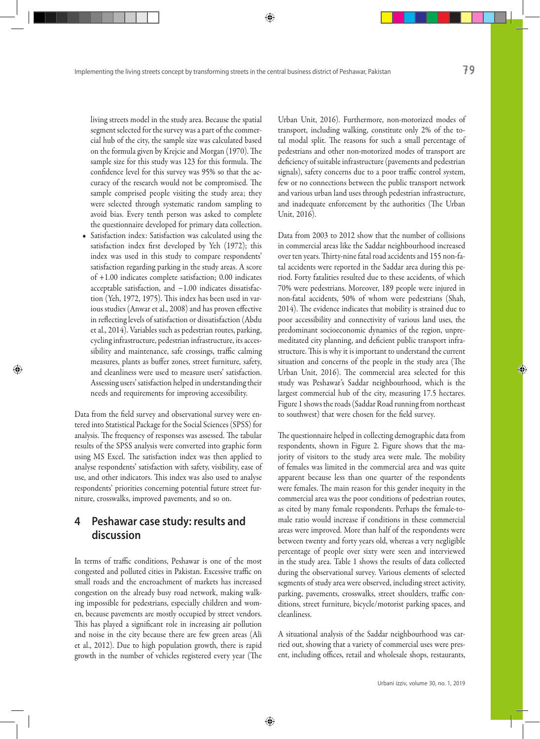living streets model in the study area. Because the spatial segment selected for the survey was a part of the commercial hub of the city, the sample size was calculated based on the formula given by Krejcie and Morgan (1970). The sample size for this study was 123 for this formula. The confidence level for this survey was 95% so that the accuracy of the research would not be compromised. The sample comprised people visiting the study area; they were selected through systematic random sampling to avoid bias. Every tenth person was asked to complete the questionnaire developed for primary data collection.

- Satisfaction index: Satisfaction was calculated using the satisfaction index first developed by Yeh (1972); this index was used in this study to compare respondents' satisfaction regarding parking in the study areas. A score of +1.00 indicates complete satisfaction; 0.00 indicates acceptable satisfaction, and −1.00 indicates dissatisfaction (Yeh, 1972, 1975). This index has been used in various studies (Anwar et al., 2008) and has proven effective in reflecting levels of satisfaction or dissatisfaction (Abdu et al., 2014). Variables such as pedestrian routes, parking, cycling infrastructure, pedestrian infrastructure, its accessibility and maintenance, safe crossings, traffic calming measures, plants as buffer zones, street furniture, safety, and cleanliness were used to measure users' satisfaction. Assessing users' satisfaction helped in understanding their needs and requirements for improving accessibility.

Data from the field survey and observational survey were entered into Statistical Package for the Social Sciences (SPSS) for analysis. The frequency of responses was assessed. The tabular results of the SPSS analysis were converted into graphic form using MS Excel. The satisfaction index was then applied to analyse respondents' satisfaction with safety, visibility, ease of use, and other indicators. This index was also used to analyse respondents' priorities concerning potential future street furniture, crosswalks, improved pavements, and so on.

## 4 Peshawar case study: results and discussion

In terms of traffic conditions, Peshawar is one of the most congested and polluted cities in Pakistan. Excessive traffic on small roads and the encroachment of markets has increased congestion on the already busy road network, making walking impossible for pedestrians, especially children and women, because pavements are mostly occupied by street vendors. This has played a significant role in increasing air pollution and noise in the city because there are few green areas (Ali et al., 2012). Due to high population growth, there is rapid growth in the number of vehicles registered every year (The Urban Unit, 2016). Furthermore, non-motorized modes of transport, including walking, constitute only 2% of the total modal split. The reasons for such a small percentage of pedestrians and other non-motorized modes of transport are deficiency of suitable infrastructure (pavements and pedestrian signals), safety concerns due to a poor traffic control system, few or no connections between the public transport network and various urban land uses through pedestrian infrastructure, and inadequate enforcement by the authorities (The Urban Unit, 2016).

Data from 2003 to 2012 show that the number of collisions in commercial areas like the Saddar neighbourhood increased over ten years. Thirty-nine fatal road accidents and 155 non-fatal accidents were reported in the Saddar area during this period. Forty fatalities resulted due to these accidents, of which 70% were pedestrians. Moreover, 189 people were injured in non-fatal accidents, 50% of whom were pedestrians (Shah, 2014). The evidence indicates that mobility is strained due to poor accessibility and connectivity of various land uses, the predominant socioeconomic dynamics of the region, unpremeditated city planning, and deficient public transport infrastructure. This is why it is important to understand the current situation and concerns of the people in the study area (The Urban Unit, 2016). The commercial area selected for this study was Peshawar's Saddar neighbourhood, which is the largest commercial hub of the city, measuring 17.5 hectares. Figure 1 shows the roads (Saddar Road running from northeast to southwest) that were chosen for the field survey.

The questionnaire helped in collecting demographic data from respondents, shown in Figure 2. Figure shows that the majority of visitors to the study area were male. The mobility of females was limited in the commercial area and was quite apparent because less than one quarter of the respondents were females. The main reason for this gender inequity in the commercial area was the poor conditions of pedestrian routes, as cited by many female respondents. Perhaps the female-to-male ratio would increase if conditions in these commercial areas were improved. More than half of the respondents were between twenty and forty years old, whereas a very negligible percentage of people over sixty were seen and interviewed in the study area. Table 1 shows the results of data collected during the observational survey. Various elements of selected segments of study area were observed, including street activity, parking, pavements, crosswalks, street shoulders, traffic conditions, street furniture, bicycle/motorist parking spaces, and cleanliness.

A situational analysis of the Saddar neighbourhood was carried out, showing that a variety of commercial uses were present, including offices, retail and wholesale shops, restaurants,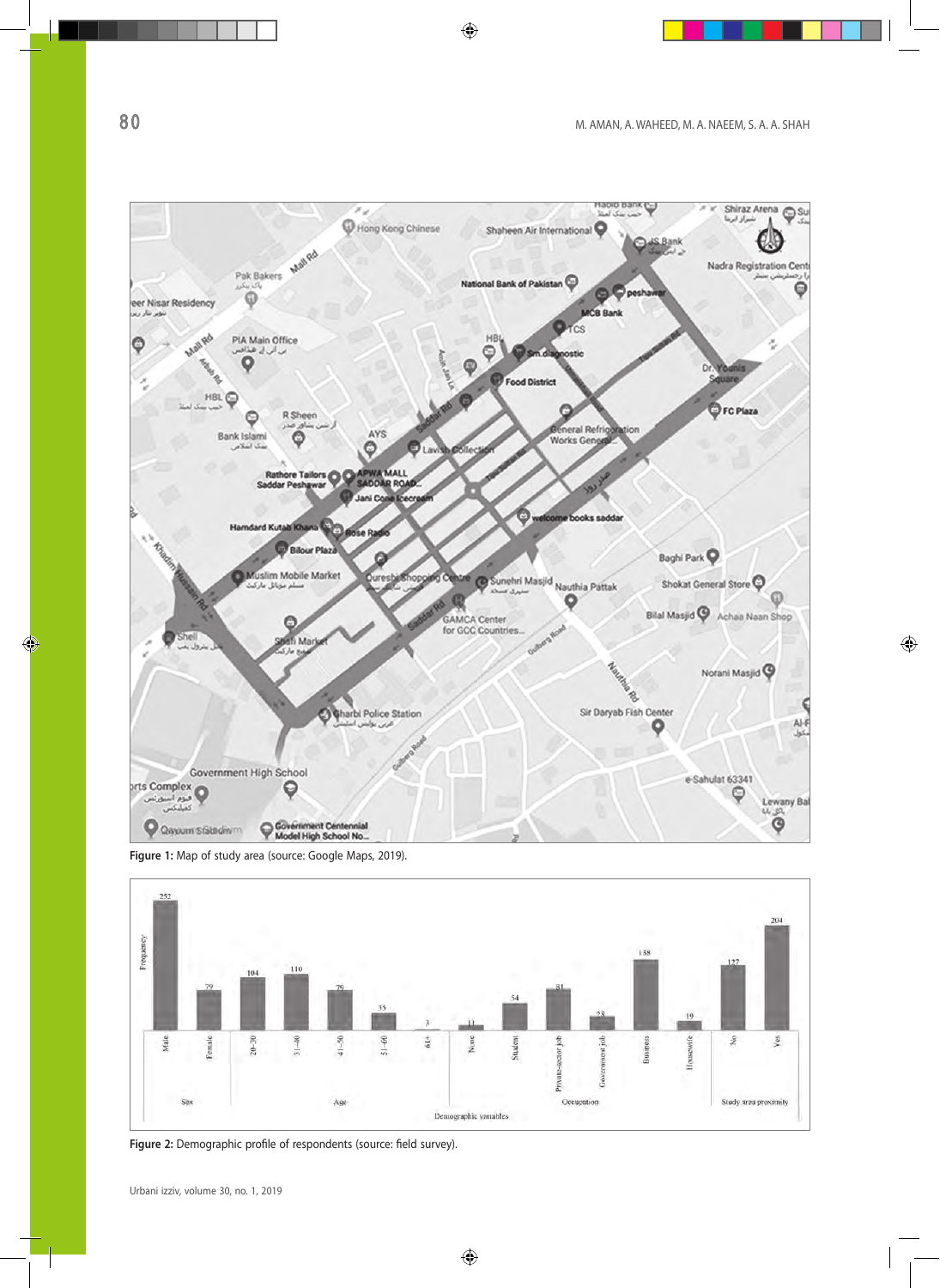Figure 1: Map of study area (source: Google Maps, 2019).

Figure 2: Demographic profile of respondents (source: field survey).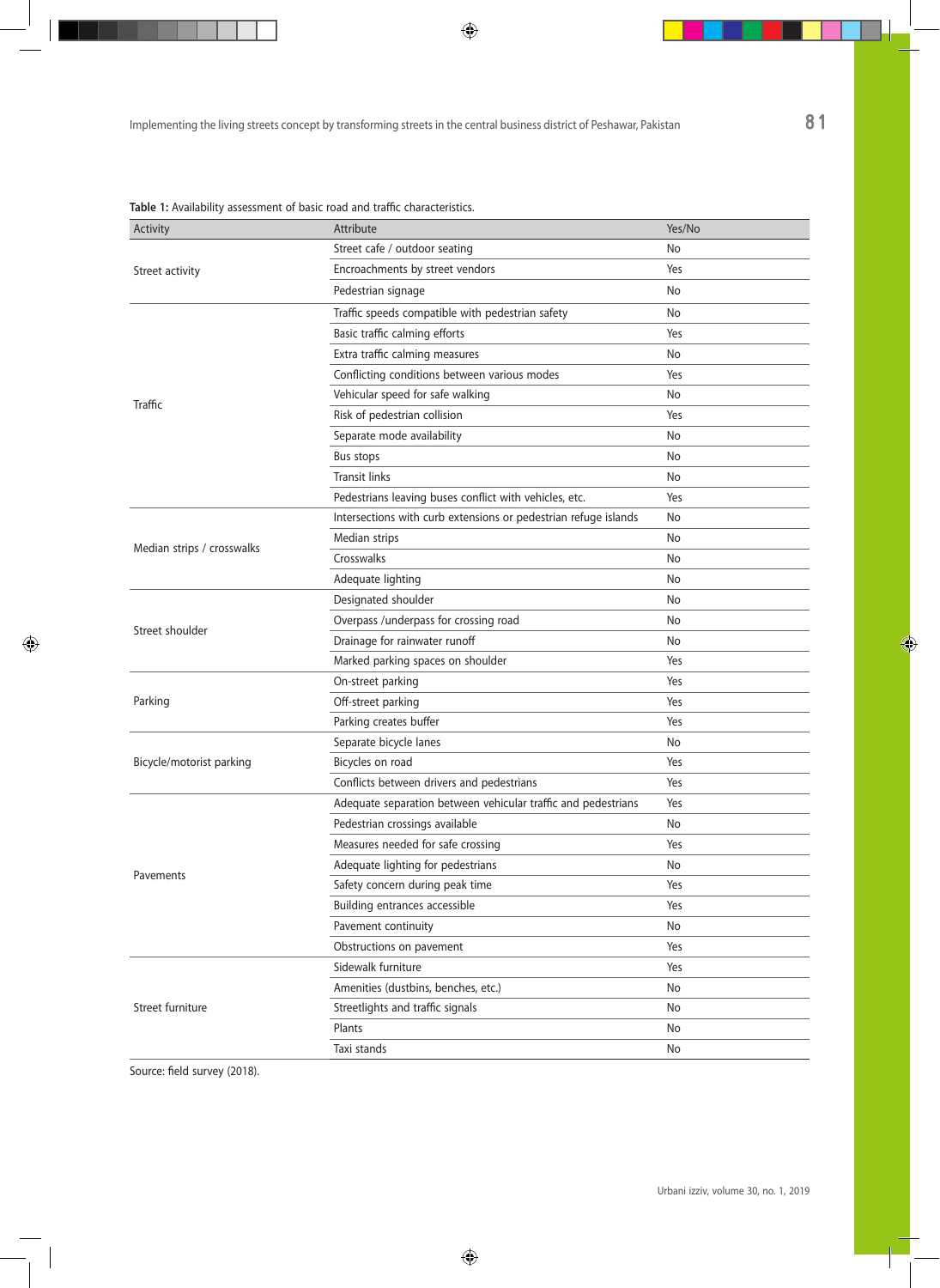**Table 1:** Availability assessment of basic road and traffic characteristics.

| Activity | Attribute | Yes/No |
|---|---|---|
| Street activity | Street cafe / outdoor seating | No |
| | Encroachments by street vendors | Yes |
| | Pedestrian signage | No |
| Traffic | Traffic speeds compatible with pedestrian safety | No |
| | Basic traffic calming efforts | Yes |
| | Extra traffic calming measures | No |
| | Conflicting conditions between various modes | Yes |
| | Vehicular speed for safe walking | No |
| | Risk of pedestrian collision | Yes |
| | Separate mode availability | No |
| | Bus stops | No |
| | Transit links | No |
| | Pedestrians leaving buses conflict with vehicles, etc. | Yes |
| Median strips / crosswalks | Intersections with curb extensions or pedestrian refuge islands | No |
| | Median strips | No |
| | Crosswalks | No |
| | Adequate lighting | No |
| Street shoulder | Designated shoulder | No |
| | Overpass /underpass for crossing road | No |
| | Drainage for rainwater runoff | No |
| | Marked parking spaces on shoulder | Yes |
| Parking | On-street parking | Yes |
| | Off-street parking | Yes |
| | Parking creates buffer | Yes |
| Bicycle/motorist parking | Separate bicycle lanes | No |
| | Bicycles on road | Yes |
| | Conflicts between drivers and pedestrians | Yes |
| Pavements | Adequate separation between vehicular traffic and pedestrians | Yes |
| | Pedestrian crossings available | No |
| | Measures needed for safe crossing | Yes |
| | Adequate lighting for pedestrians | No |
| | Safety concern during peak time | Yes |
| | Building entrances accessible | Yes |
| | Pavement continuity | No |
| | Obstructions on pavement | Yes |
| Street furniture | Sidewalk furniture | Yes |
| | Amenities (dustbins, benches, etc.) | No |
| | Streetlights and traffic signals | No |
| | Plants | No |
| | Taxi stands | No |

Source: field survey (2018).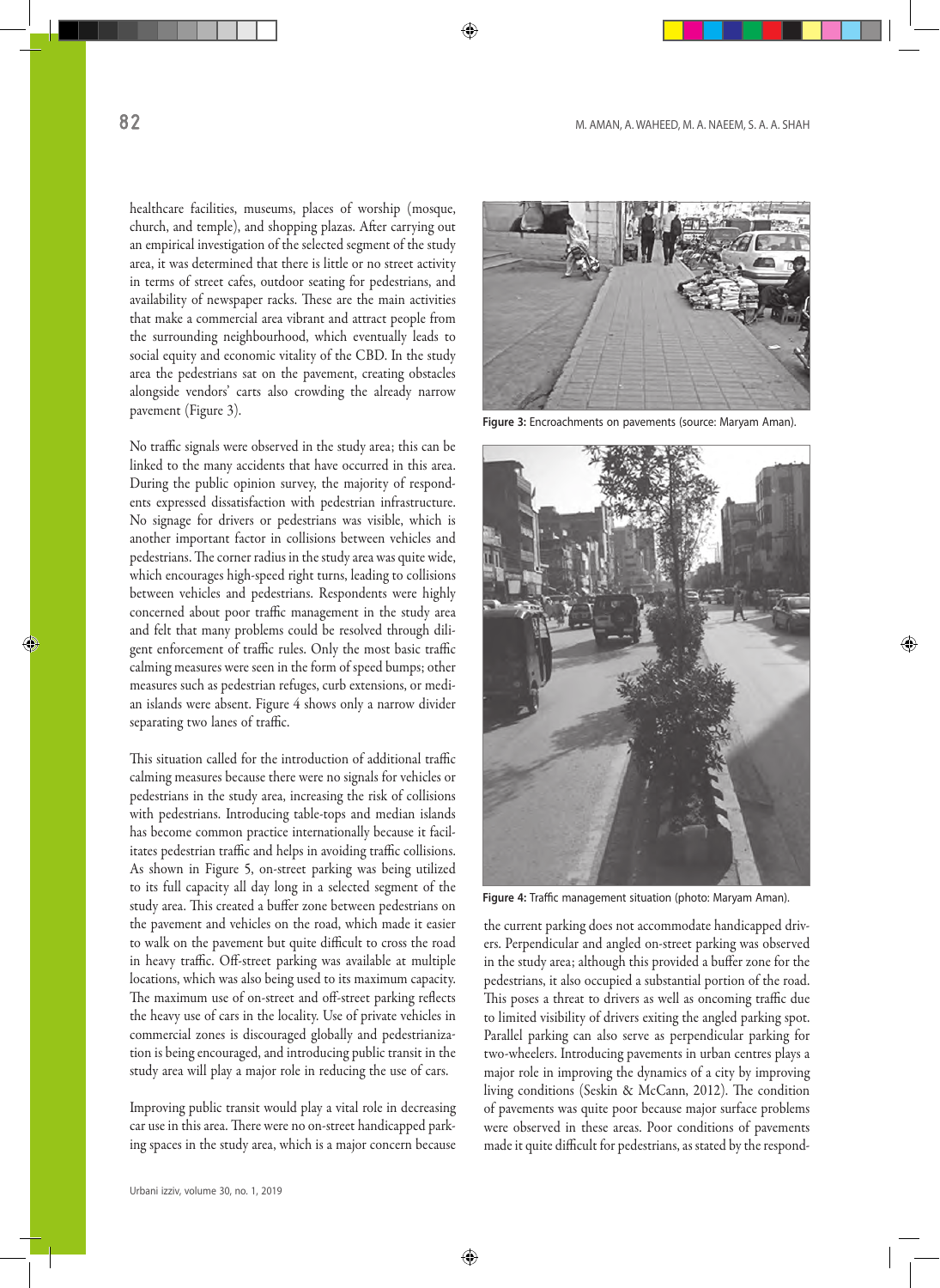healthcare facilities, museums, places of worship (mosque, church, and temple), and shopping plazas. After carrying out an empirical investigation of the selected segment of the study area, it was determined that there is little or no street activity in terms of street cafes, outdoor seating for pedestrians, and availability of newspaper racks. These are the main activities that make a commercial area vibrant and attract people from the surrounding neighbourhood, which eventually leads to social equity and economic vitality of the CBD. In the study area the pedestrians sat on the pavement, creating obstacles alongside vendors' carts also crowding the already narrow pavement (Figure 3).

No traffic signals were observed in the study area; this can be linked to the many accidents that have occurred in this area. During the public opinion survey, the majority of respondents expressed dissatisfaction with pedestrian infrastructure. No signage for drivers or pedestrians was visible, which is another important factor in collisions between vehicles and pedestrians. The corner radius in the study area was quite wide, which encourages high-speed right turns, leading to collisions between vehicles and pedestrians. Respondents were highly concerned about poor traffic management in the study area and felt that many problems could be resolved through diligent enforcement of traffic rules. Only the most basic traffic calming measures were seen in the form of speed bumps; other measures such as pedestrian refuges, curb extensions, or median islands were absent. Figure 4 shows only a narrow divider separating two lanes of traffic.

This situation called for the introduction of additional traffic calming measures because there were no signals for vehicles or pedestrians in the study area, increasing the risk of collisions with pedestrians. Introducing table-tops and median islands has become common practice internationally because it facilitates pedestrian traffic and helps in avoiding traffic collisions. As shown in Figure 5, on-street parking was being utilized to its full capacity all day long in a selected segment of the study area. This created a buffer zone between pedestrians on the pavement and vehicles on the road, which made it easier to walk on the pavement but quite difficult to cross the road in heavy traffic. Off-street parking was available at multiple locations, which was also being used to its maximum capacity. The maximum use of on-street and off-street parking reflects the heavy use of cars in the locality. Use of private vehicles in commercial zones is discouraged globally and pedestrianization is being encouraged, and introducing public transit in the study area will play a major role in reducing the use of cars.

Improving public transit would play a vital role in decreasing car use in this area. There were no on-street handicapped parking spaces in the study area, which is a major concern because the current parking does not accommodate handicapped drivers. Perpendicular and angled on-street parking was observed in the study area; although this provided a buffer zone for the pedestrians, it also occupied a substantial portion of the road. This poses a threat to drivers as well as oncoming traffic due to limited visibility of drivers exiting the angled parking spot. Parallel parking can also serve as perpendicular parking for two-wheelers. Introducing pavements in urban centres plays a major role in improving the dynamics of a city by improving living conditions (Seskin & McCann, 2012). The condition of pavements was quite poor because major surface problems were observed in these areas. Poor conditions of pavements made it quite difficult for pedestrians, as stated by the respond-

**Figure 3:** Encroachments on pavements (source: Maryam Aman).

**Figure 4:** Traffic management situation (photo: Maryam Aman).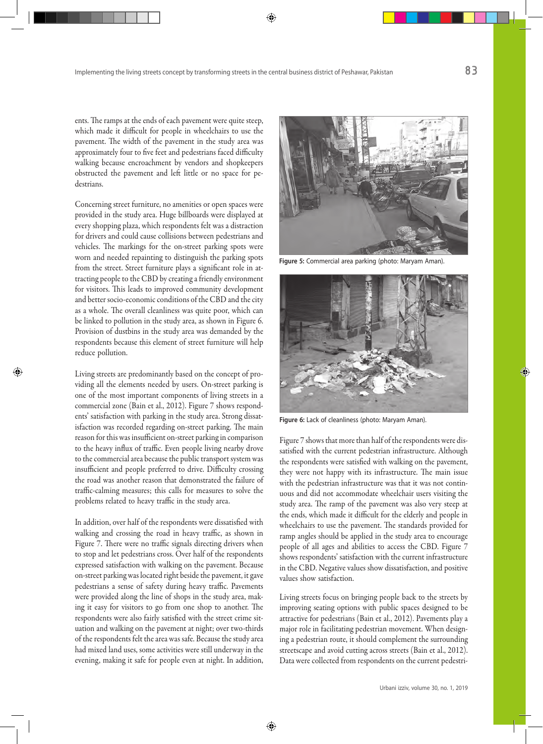ents. The ramps at the ends of each pavement were quite steep, which made it difficult for people in wheelchairs to use the pavement. The width of the pavement in the study area was approximately four to five feet and pedestrians faced difficulty walking because encroachment by vendors and shopkeepers obstructed the pavement and left little or no space for pedestrians.

Concerning street furniture, no amenities or open spaces were provided in the study area. Huge billboards were displayed at every shopping plaza, which respondents felt was a distraction for drivers and could cause collisions between pedestrians and vehicles. The markings for the on-street parking spots were worn and needed repainting to distinguish the parking spots from the street. Street furniture plays a significant role in attracting people to the CBD by creating a friendly environment for visitors. This leads to improved community development and better socio-economic conditions of the CBD and the city as a whole. The overall cleanliness was quite poor, which can be linked to pollution in the study area, as shown in Figure 6. Provision of dustbins in the study area was demanded by the respondents because this element of street furniture will help reduce pollution.

Living streets are predominantly based on the concept of providing all the elements needed by users. On-street parking is one of the most important components of living streets in a commercial zone (Bain et al., 2012). Figure 7 shows respondents' satisfaction with parking in the study area. Strong dissatisfaction was recorded regarding on-street parking. The main reason for this was insufficient on-street parking in comparison to the heavy influx of traffic. Even people living nearby drove to the commercial area because the public transport system was insufficient and people preferred to drive. Difficulty crossing the road was another reason that demonstrated the failure of traffic-calming measures; this calls for measures to solve the problems related to heavy traffic in the study area.

In addition, over half of the respondents were dissatisfied with walking and crossing the road in heavy traffic, as shown in Figure 7. There were no traffic signals directing drivers when to stop and let pedestrians cross. Over half of the respondents expressed satisfaction with walking on the pavement. Because on-street parking was located right beside the pavement, it gave pedestrians a sense of safety during heavy traffic. Pavements were provided along the line of shops in the study area, making it easy for visitors to go from one shop to another. The respondents were also fairly satisfied with the street crime situation and walking on the pavement at night; over two-thirds of the respondents felt the area was safe. Because the study area had mixed land uses, some activities were still underway in the evening, making it safe for people even at night. In addition,

**Figure 5:** Commercial area parking (photo: Maryam Aman).

**Figure 6:** Lack of cleanliness (photo: Maryam Aman).

Figure 7 shows that more than half of the respondents were dissatisfied with the current pedestrian infrastructure. Although the respondents were satisfied with walking on the pavement, they were not happy with its infrastructure. The main issue with the pedestrian infrastructure was that it was not continuous and did not accommodate wheelchair users visiting the study area. The ramp of the pavement was also very steep at the ends, which made it difficult for the elderly and people in wheelchairs to use the pavement. The standards provided for ramp angles should be applied in the study area to encourage people of all ages and abilities to access the CBD. Figure 7 shows respondents' satisfaction with the current infrastructure in the CBD. Negative values show dissatisfaction, and positive values show satisfaction.

Living streets focus on bringing people back to the streets by improving seating options with public spaces designed to be attractive for pedestrians (Bain et al., 2012). Pavements play a major role in facilitating pedestrian movement. When designing a pedestrian route, it should complement the surrounding streetscape and avoid cutting across streets (Bain et al., 2012). Data were collected from respondents on the current pedestri-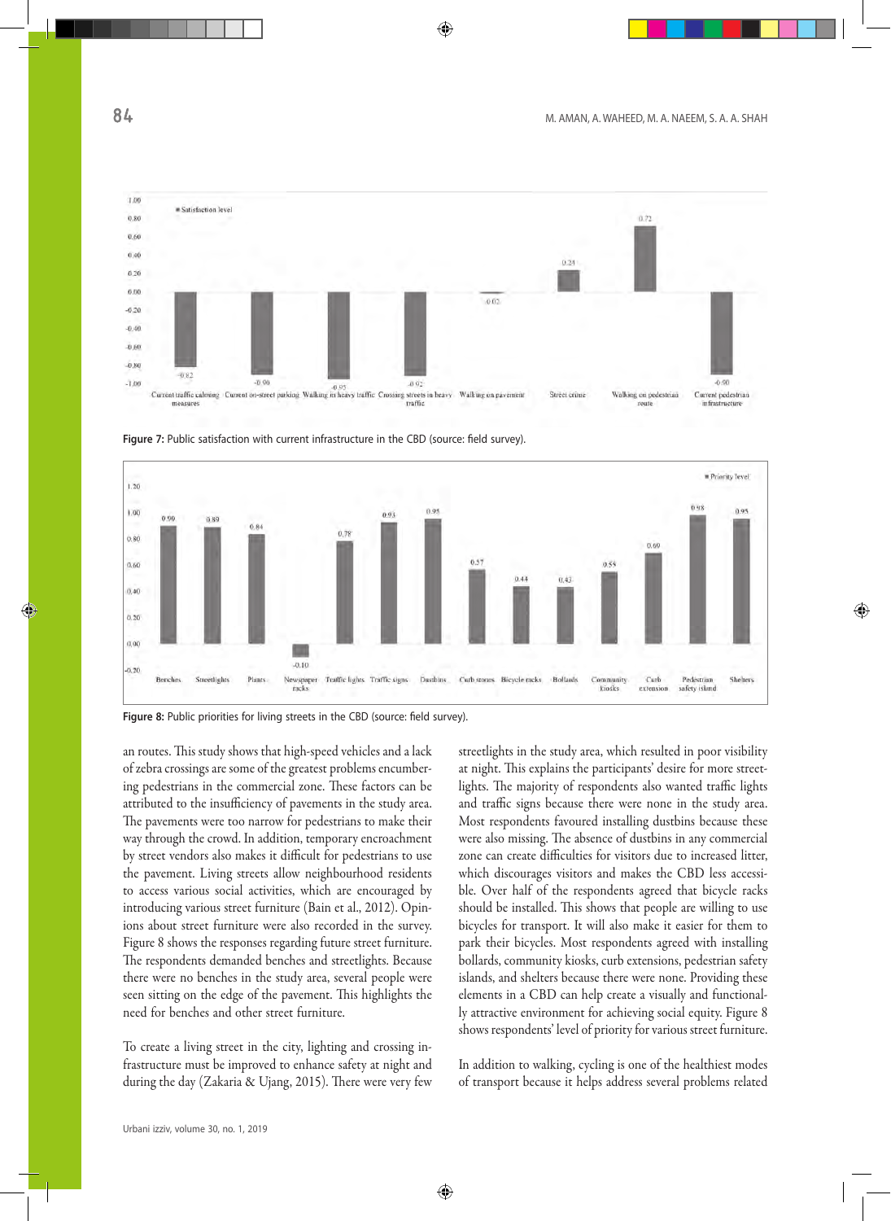Figure 7: Public satisfaction with current infrastructure in the CBD (source: field survey).

Figure 8: Public priorities for living streets in the CBD (source: field survey).

an routes. This study shows that high-speed vehicles and a lack of zebra crossings are some of the greatest problems encumbering pedestrians in the commercial zone. These factors can be attributed to the insufficiency of pavements in the study area. The pavements were too narrow for pedestrians to make their way through the crowd. In addition, temporary encroachment by street vendors also makes it difficult for pedestrians to use the pavement. Living streets allow neighbourhood residents to access various social activities, which are encouraged by introducing various street furniture (Bain et al., 2012). Opinions about street furniture were also recorded in the survey. Figure 8 shows the responses regarding future street furniture. The respondents demanded benches and streetlights. Because there were no benches in the study area, several people were seen sitting on the edge of the pavement. This highlights the need for benches and other street furniture.

To create a living street in the city, lighting and crossing infrastructure must be improved to enhance safety at night and during the day (Zakaria & Ujang, 2015). There were very few streetlights in the study area, which resulted in poor visibility at night. This explains the participants' desire for more streetlights. The majority of respondents also wanted traffic lights and traffic signs because there were none in the study area. Most respondents favoured installing dustbins because these were also missing. The absence of dustbins in any commercial zone can create difficulties for visitors due to increased litter, which discourages visitors and makes the CBD less accessible. Over half of the respondents agreed that bicycle racks should be installed. This shows that people are willing to use bicycles for transport. It will also make it easier for them to park their bicycles. Most respondents agreed with installing bollards, community kiosks, curb extensions, pedestrian safety islands, and shelters because there were none. Providing these elements in a CBD can help create a visually and functionally attractive environment for achieving social equity. Figure 8 shows respondents' level of priority for various street furniture.

In addition to walking, cycling is one of the healthiest modes of transport because it helps address several problems related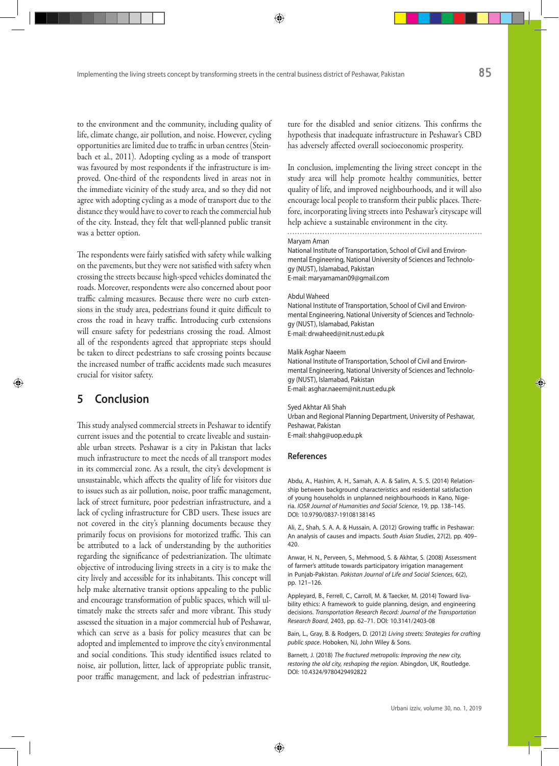to the environment and the community, including quality of life, climate change, air pollution, and noise. However, cycling opportunities are limited due to traffic in urban centres (Steinbach et al., 2011). Adopting cycling as a mode of transport was favoured by most respondents if the infrastructure is improved. One-third of the respondents lived in areas not in the immediate vicinity of the study area, and so they did not agree with adopting cycling as a mode of transport due to the distance they would have to cover to reach the commercial hub of the city. Instead, they felt that well-planned public transit was a better option.

The respondents were fairly satisfied with safety while walking on the pavements, but they were not satisfied with safety when crossing the streets because high-speed vehicles dominated the roads. Moreover, respondents were also concerned about poor traffic calming measures. Because there were no curb extensions in the study area, pedestrians found it quite difficult to cross the road in heavy traffic. Introducing curb extensions will ensure safety for pedestrians crossing the road. Almost all of the respondents agreed that appropriate steps should be taken to direct pedestrians to safe crossing points because the increased number of traffic accidents made such measures crucial for visitor safety.

## 5 Conclusion

This study analysed commercial streets in Peshawar to identify current issues and the potential to create liveable and sustainable urban streets. Peshawar is a city in Pakistan that lacks much infrastructure to meet the needs of all transport modes in its commercial zone. As a result, the city's development is unsustainable, which affects the quality of life for visitors due to issues such as air pollution, noise, poor traffic management, lack of street furniture, poor pedestrian infrastructure, and a lack of cycling infrastructure for CBD users. These issues are not covered in the city's planning documents because they primarily focus on provisions for motorized traffic. This can be attributed to a lack of understanding by the authorities regarding the significance of pedestrianization. The ultimate objective of introducing living streets in a city is to make the city lively and accessible for its inhabitants. This concept will help make alternative transit options appealing to the public and encourage transformation of public spaces, which will ultimately make the streets safer and more vibrant. This study assessed the situation in a major commercial hub of Peshawar, which can serve as a basis for policy measures that can be adopted and implemented to improve the city's environmental and social conditions. This study identified issues related to noise, air pollution, litter, lack of appropriate public transit, poor traffic management, and lack of pedestrian infrastructure for the disabled and senior citizens. This confirms the hypothesis that inadequate infrastructure in Peshawar's CBD has adversely affected overall socioeconomic prosperity.

In conclusion, implementing the living street concept in the study area will help promote healthy communities, better quality of life, and improved neighbourhoods, and it will also encourage local people to transform their public places. Therefore, incorporating living streets into Peshawar's cityscape will help achieve a sustainable environment in the city.

---

Maryam Aman
National Institute of Transportation, School of Civil and Environmental Engineering, National University of Sciences and Technology (NUST), Islamabad, Pakistan
E-mail: maryamaman09@gmail.com

Abdul Waheed
National Institute of Transportation, School of Civil and Environmental Engineering, National University of Sciences and Technology (NUST), Islamabad, Pakistan
E-mail: drwaheed@nit.nust.edu.pk

Malik Asghar Naeem
National Institute of Transportation, School of Civil and Environmental Engineering, National University of Sciences and Technology (NUST), Islamabad, Pakistan
E-mail: asghar.naeem@nit.nust.edu.pk

Syed Akhtar Ali Shah
Urban and Regional Planning Department, University of Peshawar, Peshawar, Pakistan
E-mail: shahg@uop.edu.pk

### References

Abdu, A., Hashim, A. H., Samah, A. A. & Salim, A. S. S. (2014) Relationship between background characteristics and residential satisfaction of young households in unplanned neighbourhoods in Kano, Nigeria. *IOSR Journal of Humanities and Social Science*, 19, pp. 138–145. DOI: 10.9790/0837-19108138145

Ali, Z., Shah, S. A. A. & Hussain, A. (2012) Growing traffic in Peshawar: An analysis of causes and impacts. *South Asian Studies*, 27(2), pp. 409–420.

Anwar, H. N., Perveen, S., Mehmood, S. & Akhtar, S. (2008) Assessment of farmer's attitude towards participatory irrigation management in Punjab-Pakistan. *Pakistan Journal of Life and Social Sciences*, 6(2), pp. 121–126.

Appleyard, B., Ferrell, C., Carroll, M. & Taecker, M. (2014) Toward livability ethics: A framework to guide planning, design, and engineering decisions. *Transportation Research Record: Journal of the Transportation Research Board*, 2403, pp. 62–71. DOI: 10.3141/2403-08

Bain, L., Gray, B. & Rodgers, D. (2012) *Living streets: Strategies for crafting public space*. Hoboken, NJ, John Wiley & Sons.

Barnett, J. (2018) *The fractured metropolis: Improving the new city, restoring the old city, reshaping the region*. Abingdon, UK, Routledge. DOI: 10.4324/9780429492822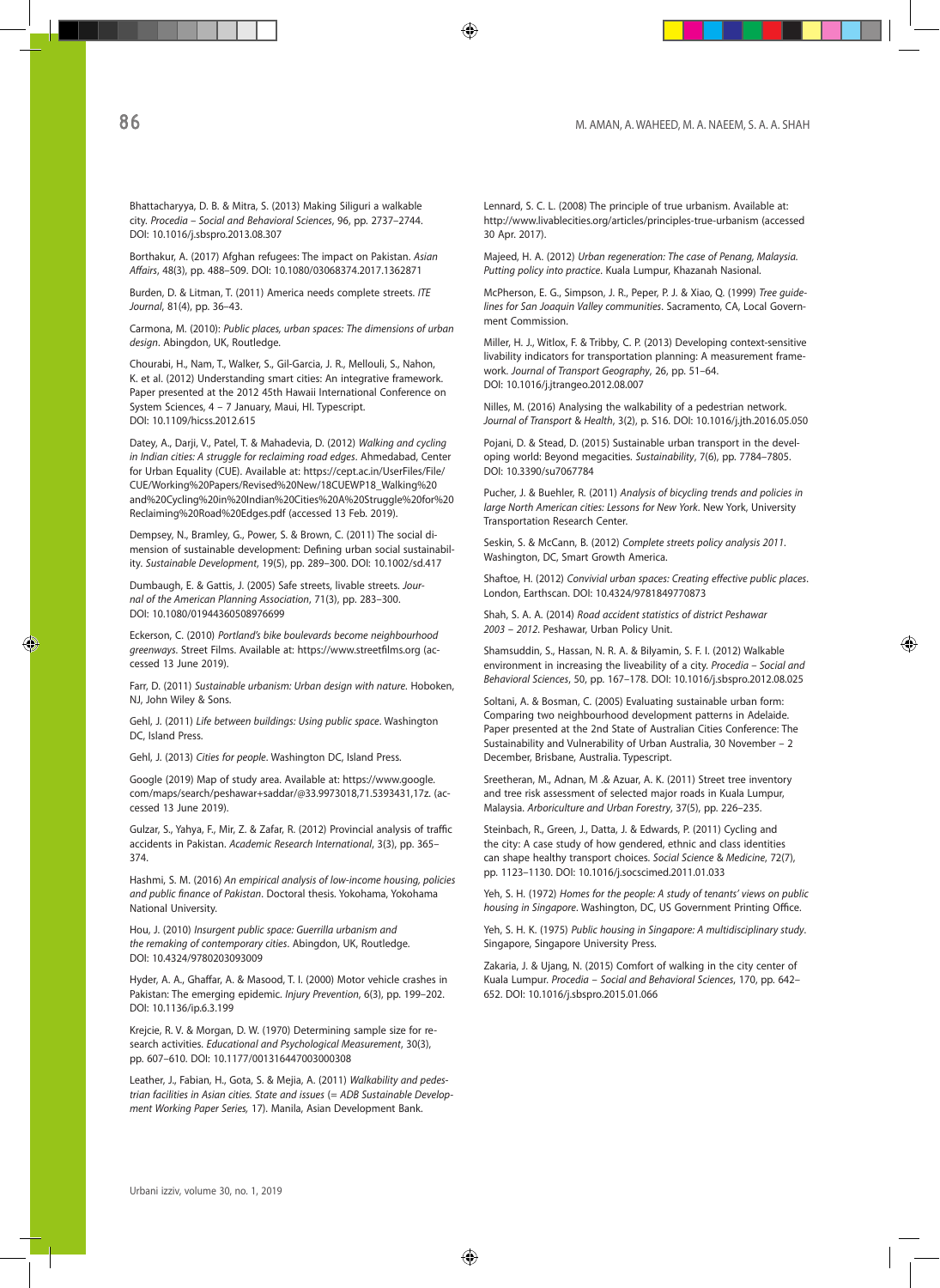Bhattacharyya, D. B. & Mitra, S. (2013) Making Siliguri a walkable city. *Procedia – Social and Behavioral Sciences*, 96, pp. 2737–2744. DOI: 10.1016/j.sbspro.2013.08.307

Borthakur, A. (2017) Afghan refugees: The impact on Pakistan. *Asian Affairs*, 48(3), pp. 488–509. DOI: 10.1080/03068374.2017.1362871

Burden, D. & Litman, T. (2011) America needs complete streets. *ITE Journal*, 81(4), pp. 36–43.

Carmona, M. (2010): *Public places, urban spaces: The dimensions of urban design*. Abingdon, UK, Routledge.

Chourabi, H., Nam, T., Walker, S., Gil-Garcia, J. R., Mellouli, S., Nahon, K. et al. (2012) Understanding smart cities: An integrative framework. Paper presented at the 2012 45th Hawaii International Conference on System Sciences, 4 – 7 January, Maui, HI. Typescript. DOI: 10.1109/hicss.2012.615

Datey, A., Darji, V., Patel, T. & Mahadevia, D. (2012) *Walking and cycling in Indian cities: A struggle for reclaiming road edges*. Ahmedabad, Center for Urban Equality (CUE). Available at: https://cept.ac.in/UserFiles/File/CUE/Working%20Papers/Revised%20New/18CUEWP18_Walking%20and%20Cycling%20in%20Indian%20Cities%20A%20Struggle%20for%20Reclaiming%20Road%20Edges.pdf (accessed 13 Feb. 2019).

Dempsey, N., Bramley, G., Power, S. & Brown, C. (2011) The social dimension of sustainable development: Defining urban social sustainability. *Sustainable Development*, 19(5), pp. 289–300. DOI: 10.1002/sd.417

Dumbaugh, E. & Gattis, J. (2005) Safe streets, livable streets. *Journal of the American Planning Association*, 71(3), pp. 283–300. DOI: 10.1080/01944360508976699

Eckerson, C. (2010) *Portland's bike boulevards become neighbourhood greenways*. Street Films. Available at: https://www.streetfilms.org (accessed 13 June 2019).

Farr, D. (2011) *Sustainable urbanism: Urban design with nature*. Hoboken, NJ, John Wiley & Sons.

Gehl, J. (2011) *Life between buildings: Using public space*. Washington DC, Island Press.

Gehl, J. (2013) *Cities for people*. Washington DC, Island Press.

Google (2019) Map of study area. Available at: https://www.google.com/maps/search/peshawar+saddar/@33.9973018,71.5393431,17z. (accessed 13 June 2019).

Gulzar, S., Yahya, F., Mir, Z. & Zafar, R. (2012) Provincial analysis of traffic accidents in Pakistan. *Academic Research International*, 3(3), pp. 365–374.

Hashmi, S. M. (2016) *An empirical analysis of low-income housing, policies and public finance of Pakistan*. Doctoral thesis. Yokohama, Yokohama National University.

Hou, J. (2010) *Insurgent public space: Guerrilla urbanism and the remaking of contemporary cities*. Abingdon, UK, Routledge. DOI: 10.4324/9780203093009

Hyder, A. A., Ghaffar, A. & Masood, T. I. (2000) Motor vehicle crashes in Pakistan: The emerging epidemic. *Injury Prevention*, 6(3), pp. 199–202. DOI: 10.1136/ip.6.3.199

Krejcie, R. V. & Morgan, D. W. (1970) Determining sample size for research activities. *Educational and Psychological Measurement*, 30(3), pp. 607–610. DOI: 10.1177/001316447003000308

Leather, J., Fabian, H., Gota, S. & Mejia, A. (2011) *Walkability and pedestrian facilities in Asian cities. State and issues* (= *ADB Sustainable Development Working Paper Series*, 17). Manila, Asian Development Bank.

Lennard, S. C. L. (2008) The principle of true urbanism. Available at: http://www.livablecities.org/articles/principles-true-urbanism (accessed 30 Apr. 2017).

Majeed, H. A. (2012) *Urban regeneration: The case of Penang, Malaysia. Putting policy into practice*. Kuala Lumpur, Khazanah Nasional.

McPherson, E. G., Simpson, J. R., Peper, P. J. & Xiao, Q. (1999) *Tree guidelines for San Joaquin Valley communities*. Sacramento, CA, Local Government Commission.

Miller, H. J., Witlox, F. & Tribby, C. P. (2013) Developing context-sensitive livability indicators for transportation planning: A measurement framework. *Journal of Transport Geography*, 26, pp. 51–64. DOI: 10.1016/j.jtrangeo.2012.08.007

Nilles, M. (2016) Analysing the walkability of a pedestrian network. *Journal of Transport & Health*, 3(2), p. S16. DOI: 10.1016/j.jth.2016.05.050

Pojani, D. & Stead, D. (2015) Sustainable urban transport in the developing world: Beyond megacities. *Sustainability*, 7(6), pp. 7784–7805. DOI: 10.3390/su7067784

Pucher, J. & Buehler, R. (2011) *Analysis of bicycling trends and policies in large North American cities: Lessons for New York*. New York, University Transportation Research Center.

Seskin, S. & McCann, B. (2012) *Complete streets policy analysis 2011*. Washington, DC, Smart Growth America.

Shaftoe, H. (2012) *Convivial urban spaces: Creating effective public places*. London, Earthscan. DOI: 10.4324/9781849770873

Shah, S. A. A. (2014) *Road accident statistics of district Peshawar 2003 – 2012*. Peshawar, Urban Policy Unit.

Shamsuddin, S., Hassan, N. R. A. & Bilyamin, S. F. I. (2012) Walkable environment in increasing the liveability of a city. *Procedia – Social and Behavioral Sciences*, 50, pp. 167–178. DOI: 10.1016/j.sbspro.2012.08.025

Soltani, A. & Bosman, C. (2005) Evaluating sustainable urban form: Comparing two neighbourhood development patterns in Adelaide. Paper presented at the 2nd State of Australian Cities Conference: The Sustainability and Vulnerability of Urban Australia, 30 November – 2 December, Brisbane, Australia. Typescript.

Sreetheran, M., Adnan, M .& Azuar, A. K. (2011) Street tree inventory and tree risk assessment of selected major roads in Kuala Lumpur, Malaysia. *Arboriculture and Urban Forestry*, 37(5), pp. 226–235.

Steinbach, R., Green, J., Datta, J. & Edwards, P. (2011) Cycling and the city: A case study of how gendered, ethnic and class identities can shape healthy transport choices. *Social Science & Medicine*, 72(7), pp. 1123–1130. DOI: 10.1016/j.socscimed.2011.01.033

Yeh, S. H. (1972) *Homes for the people: A study of tenants' views on public housing in Singapore*. Washington, DC, US Government Printing Office.

Yeh, S. H. K. (1975) *Public housing in Singapore: A multidisciplinary study*. Singapore, Singapore University Press.

Zakaria, J. & Ujang, N. (2015) Comfort of walking in the city center of Kuala Lumpur. *Procedia – Social and Behavioral Sciences*, 170, pp. 642–652. DOI: 10.1016/j.sbspro.2015.01.066